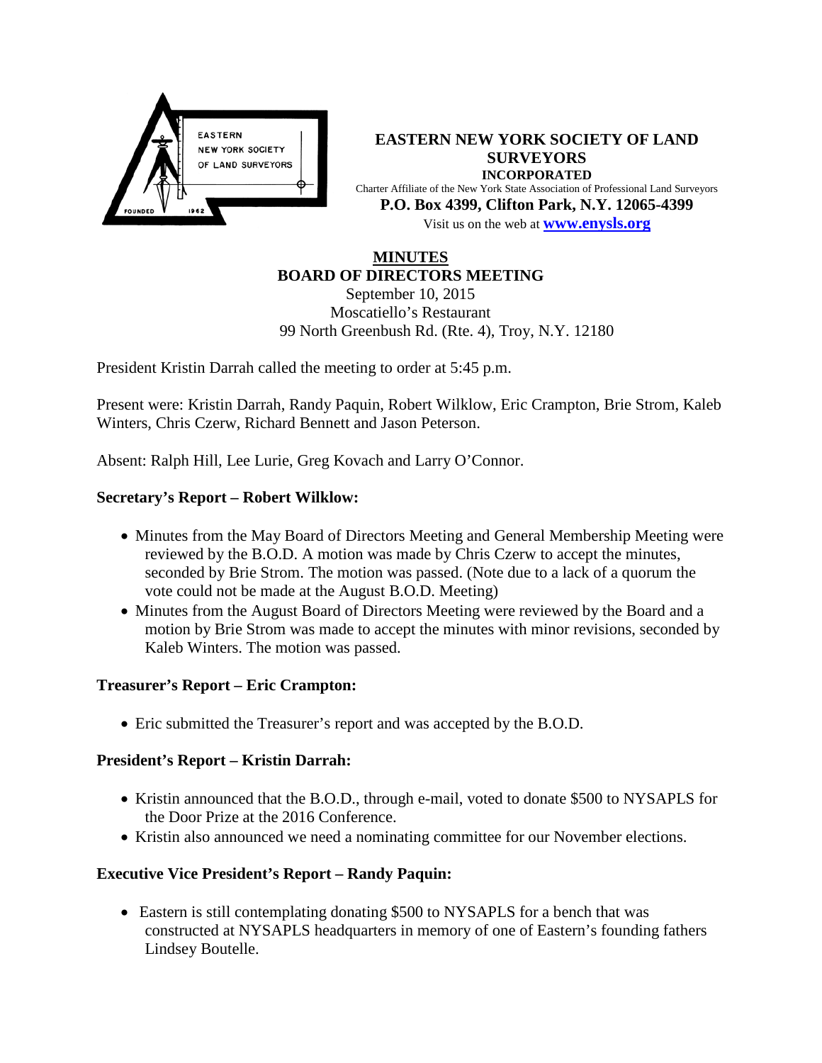**EASTERN NEW YORK SOCIETY OF LAND SURVEYORS**
**INCORPORATED**
Charter Affiliate of the New York State Association of Professional Land Surveyors
**P.O. Box 4399, Clifton Park, N.Y. 12065-4399**
Visit us on the web at **www.enysls.org**

# MINUTES
## BOARD OF DIRECTORS MEETING

September 10, 2015
Moscatiello's Restaurant
99 North Greenbush Rd. (Rte. 4), Troy, N.Y. 12180

President Kristin Darrah called the meeting to order at 5:45 p.m.

Present were: Kristin Darrah, Randy Paquin, Robert Wilklow, Eric Crampton, Brie Strom, Kaleb Winters, Chris Czerw, Richard Bennett and Jason Peterson.

Absent: Ralph Hill, Lee Lurie, Greg Kovach and Larry O'Connor.

### Secretary's Report – Robert Wilklow:

- Minutes from the May Board of Directors Meeting and General Membership Meeting were reviewed by the B.O.D. A motion was made by Chris Czerw to accept the minutes, seconded by Brie Strom. The motion was passed. (Note due to a lack of a quorum the vote could not be made at the August B.O.D. Meeting)
- Minutes from the August Board of Directors Meeting were reviewed by the Board and a motion by Brie Strom was made to accept the minutes with minor revisions, seconded by Kaleb Winters. The motion was passed.

### Treasurer's Report – Eric Crampton:

- Eric submitted the Treasurer's report and was accepted by the B.O.D.

### President's Report – Kristin Darrah:

- Kristin announced that the B.O.D., through e-mail, voted to donate $500 to NYSAPLS for the Door Prize at the 2016 Conference.
- Kristin also announced we need a nominating committee for our November elections.

### Executive Vice President's Report – Randy Paquin:

- Eastern is still contemplating donating $500 to NYSAPLS for a bench that was constructed at NYSAPLS headquarters in memory of one of Eastern's founding fathers Lindsey Boutelle.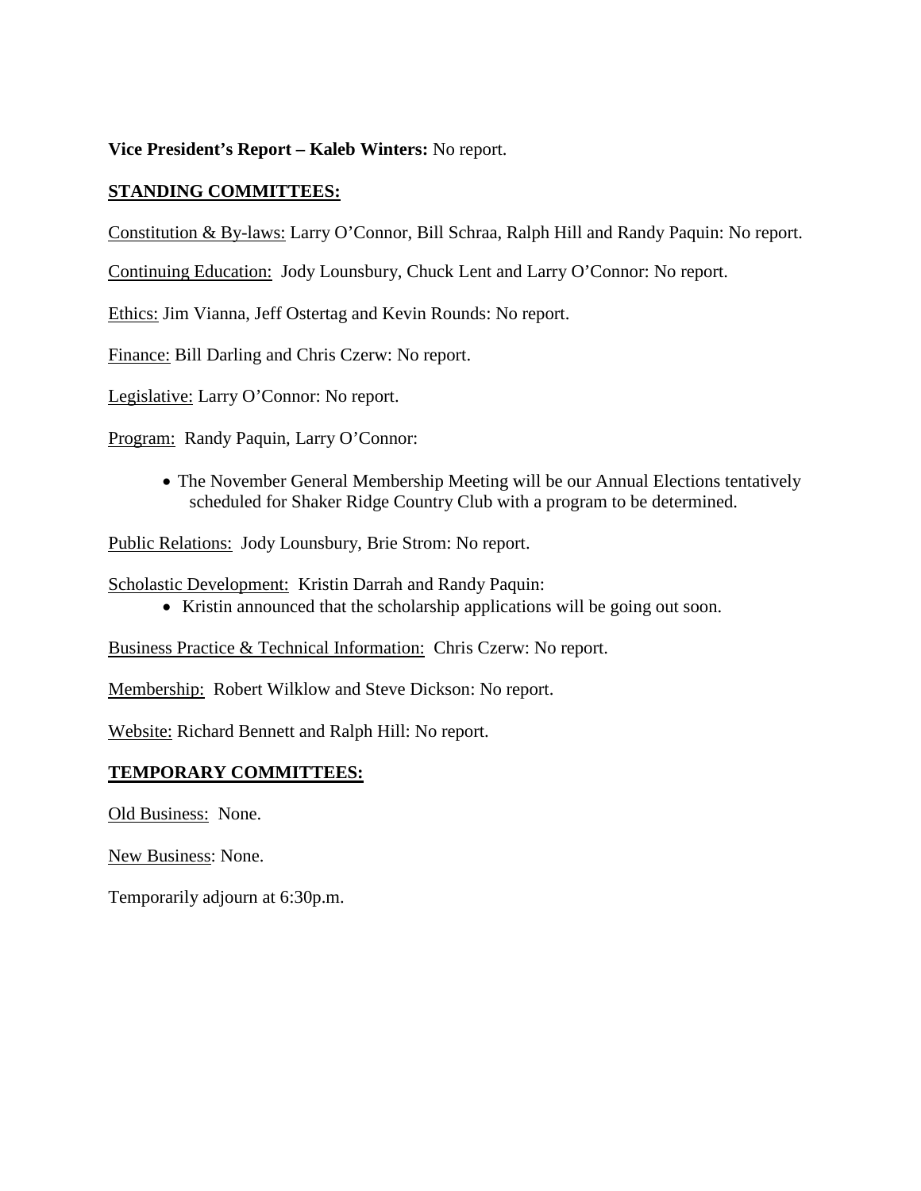**Vice President's Report – Kaleb Winters:** No report.

**STANDING COMMITTEES:**

Constitution & By-laws: Larry O'Connor, Bill Schraa, Ralph Hill and Randy Paquin: No report.

Continuing Education: Jody Lounsbury, Chuck Lent and Larry O'Connor: No report.

Ethics: Jim Vianna, Jeff Ostertag and Kevin Rounds: No report.

Finance: Bill Darling and Chris Czerw: No report.

Legislative: Larry O'Connor: No report.

Program: Randy Paquin, Larry O'Connor:

- The November General Membership Meeting will be our Annual Elections tentatively scheduled for Shaker Ridge Country Club with a program to be determined.

Public Relations: Jody Lounsbury, Brie Strom: No report.

Scholastic Development: Kristin Darrah and Randy Paquin:

- Kristin announced that the scholarship applications will be going out soon.

Business Practice & Technical Information: Chris Czerw: No report.

Membership: Robert Wilklow and Steve Dickson: No report.

Website: Richard Bennett and Ralph Hill: No report.

**TEMPORARY COMMITTEES:**

Old Business: None.

New Business: None.

Temporarily adjourn at 6:30p.m.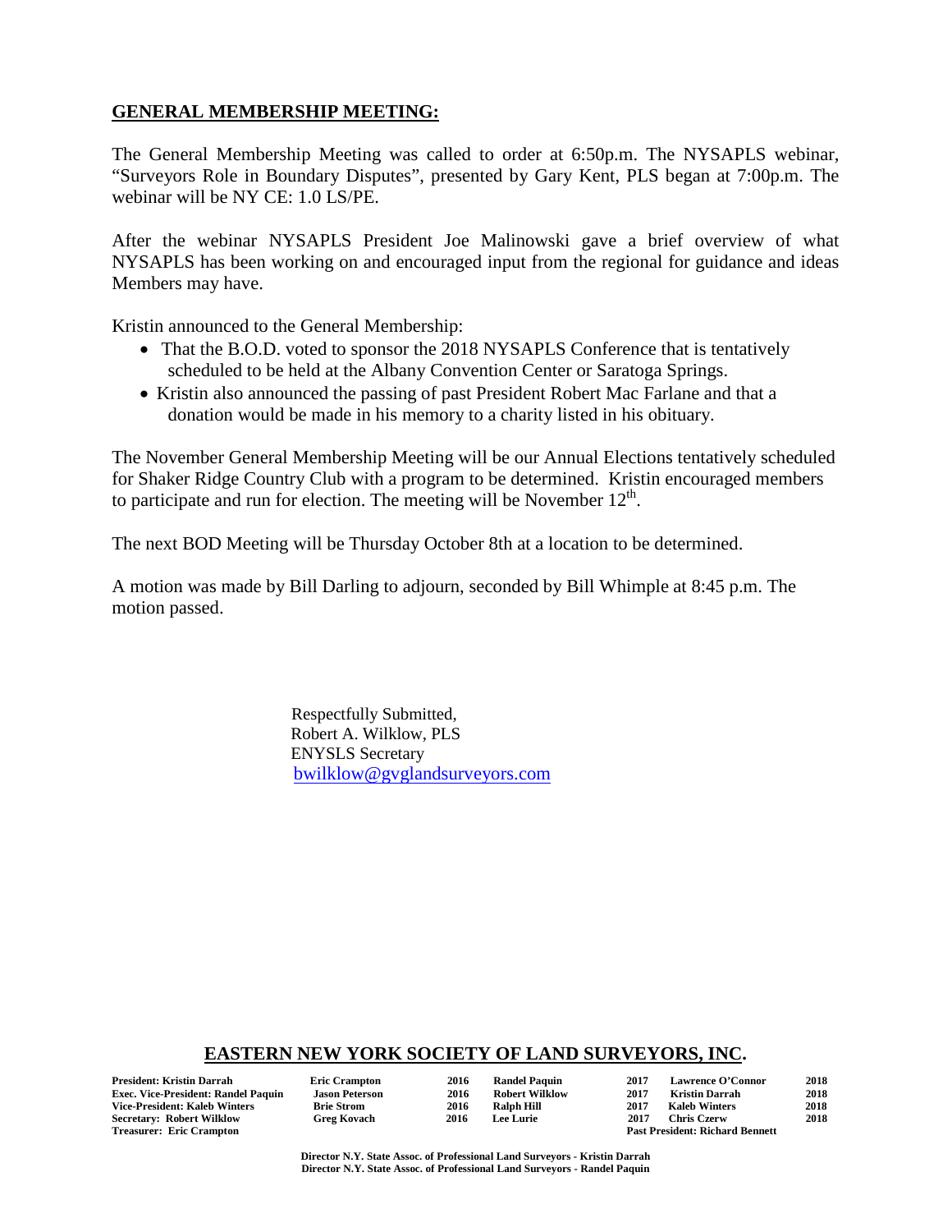## GENERAL MEMBERSHIP MEETING:

The General Membership Meeting was called to order at 6:50p.m. The NYSAPLS webinar, “Surveyors Role in Boundary Disputes”, presented by Gary Kent, PLS began at 7:00p.m. The webinar will be NY CE: 1.0 LS/PE.

After the webinar NYSAPLS President Joe Malinowski gave a brief overview of what NYSAPLS has been working on and encouraged input from the regional for guidance and ideas Members may have.

Kristin announced to the General Membership:

- That the B.O.D. voted to sponsor the 2018 NYSAPLS Conference that is tentatively scheduled to be held at the Albany Convention Center or Saratoga Springs.
- Kristin also announced the passing of past President Robert Mac Farlane and that a donation would be made in his memory to a charity listed in his obituary.

The November General Membership Meeting will be our Annual Elections tentatively scheduled for Shaker Ridge Country Club with a program to be determined. Kristin encouraged members to participate and run for election. The meeting will be November 12th.

The next BOD Meeting will be Thursday October 8th at a location to be determined.

A motion was made by Bill Darling to adjourn, seconded by Bill Whimple at 8:45 p.m. The motion passed.

Respectfully Submitted,
Robert A. Wilklow, PLS
ENYSLS Secretary
bwilklow@gvglandsurveyors.com

## EASTERN NEW YORK SOCIETY OF LAND SURVEYORS, INC.

| | | | | | | | |
|---|---|---|---|---|---|---|---|
| **President: Kristin Darrah** | **Eric Crampton** | **2016** | **Randel Paquin** | **2017** | **Lawrence O'Connor** | **2018** |
| **Exec. Vice-President: Randel Paquin** | **Jason Peterson** | **2016** | **Robert Wilklow** | **2017** | **Kristin Darrah** | **2018** |
| **Vice-President: Kaleb Winters** | **Brie Strom** | **2016** | **Ralph Hill** | **2017** | **Kaleb Winters** | **2018** |
| **Secretary: Robert Wilklow** | **Greg Kovach** | **2016** | **Lee Lurie** | **2017** | **Chris Czerw** | **2018** |
| **Treasurer: Eric Crampton** | | | | **Past President: Richard Bennett** | | |

**Director N.Y. State Assoc. of Professional Land Surveyors - Kristin Darrah**
**Director N.Y. State Assoc. of Professional Land Surveyors - Randel Paquin**